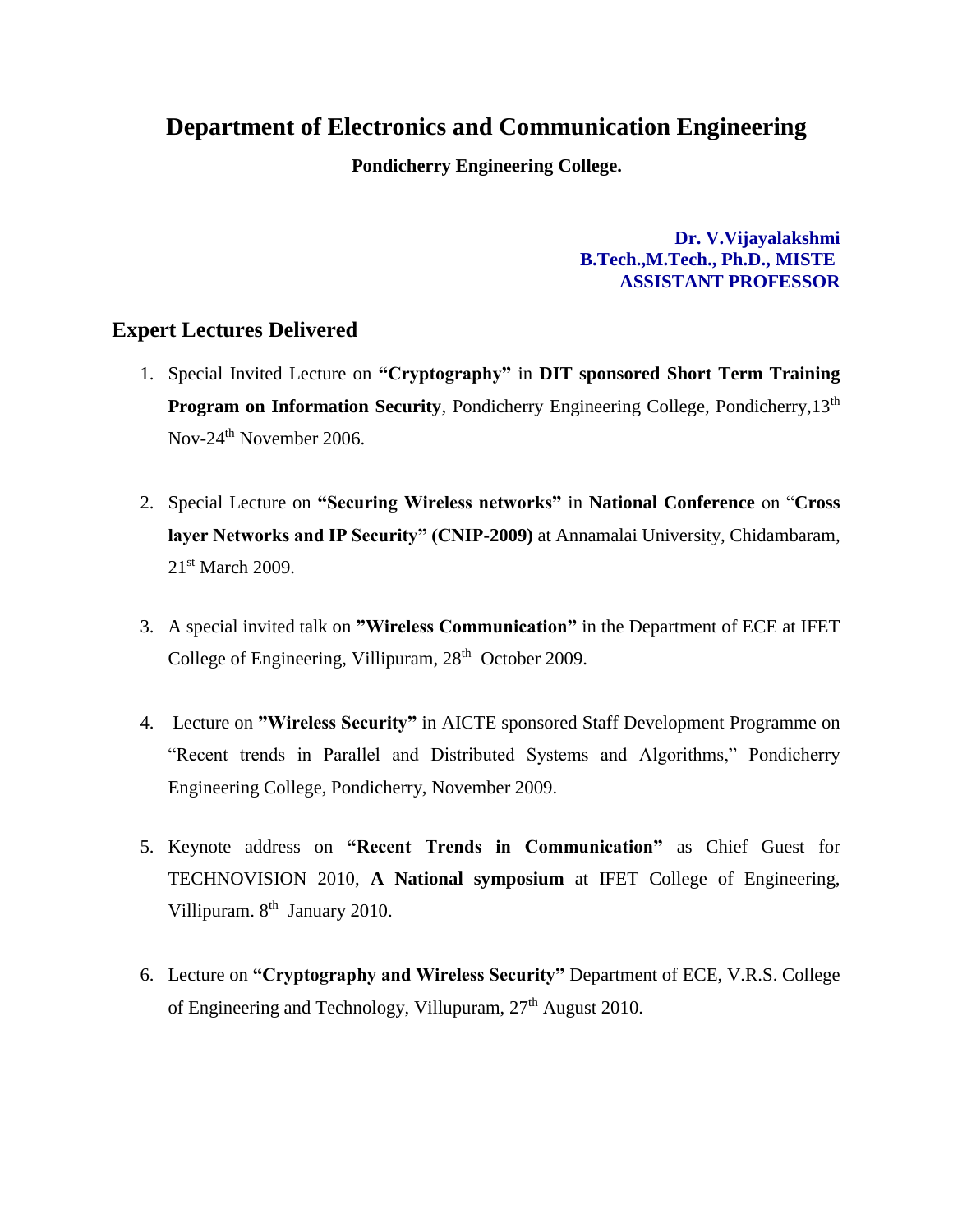# Department of Electronics and Communication Engineering

**Pondicherry Engineering College.**

**Dr. V.Vijayalakshmi**
**B.Tech.,M.Tech., Ph.D., MISTE**
**ASSISTANT PROFESSOR**

## Expert Lectures Delivered

1. Special Invited Lecture on **"Cryptography"** in **DIT sponsored Short Term Training Program on Information Security**, Pondicherry Engineering College, Pondicherry,13th Nov-24th November 2006.

2. Special Lecture on **"Securing Wireless networks"** in **National Conference** on "**Cross layer Networks and IP Security" (CNIP-2009)** at Annamalai University, Chidambaram, 21st March 2009.

3. A special invited talk on **"Wireless Communication"** in the Department of ECE at IFET College of Engineering, Villipuram, 28th October 2009.

4. Lecture on **"Wireless Security"** in AICTE sponsored Staff Development Programme on "Recent trends in Parallel and Distributed Systems and Algorithms," Pondicherry Engineering College, Pondicherry, November 2009.

5. Keynote address on **"Recent Trends in Communication"** as Chief Guest for TECHNOVISION 2010, **A National symposium** at IFET College of Engineering, Villipuram. 8th January 2010.

6. Lecture on **"Cryptography and Wireless Security"** Department of ECE, V.R.S. College of Engineering and Technology, Villupuram, 27th August 2010.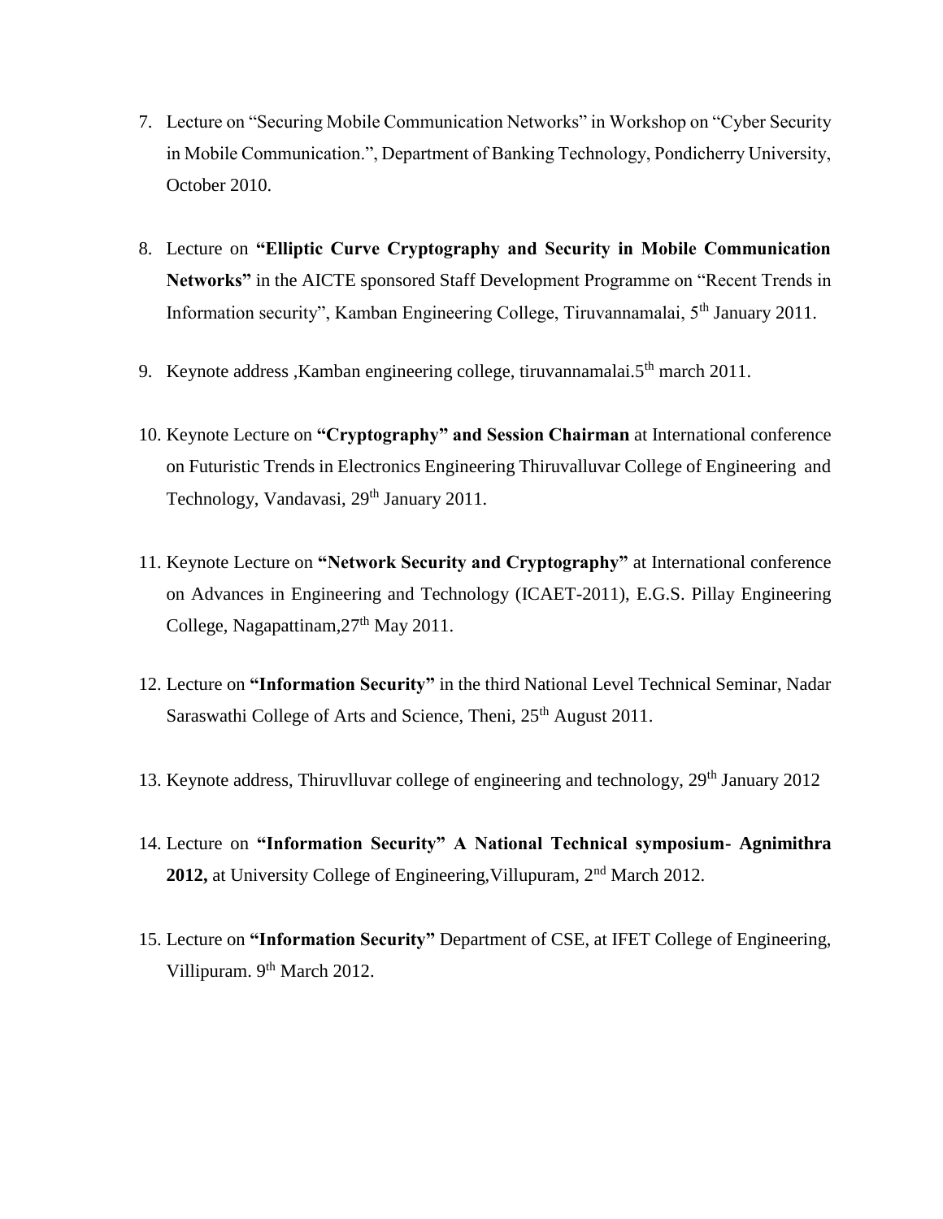7. Lecture on “Securing Mobile Communication Networks” in Workshop on “Cyber Security in Mobile Communication.”, Department of Banking Technology, Pondicherry University, October 2010.

8. Lecture on **“Elliptic Curve Cryptography and Security in Mobile Communication Networks”** in the AICTE sponsored Staff Development Programme on “Recent Trends in Information security”, Kamban Engineering College, Tiruvannamalai, 5th January 2011.

9. Keynote address ,Kamban engineering college, tiruvannamalai.5th march 2011.

10. Keynote Lecture on **“Cryptography” and Session Chairman** at International conference on Futuristic Trends in Electronics Engineering Thiruvalluvar College of Engineering and Technology, Vandavasi, 29th January 2011.

11. Keynote Lecture on **“Network Security and Cryptography”** at International conference on Advances in Engineering and Technology (ICAET-2011), E.G.S. Pillay Engineering College, Nagapattinam,27th May 2011.

12. Lecture on **“Information Security”** in the third National Level Technical Seminar, Nadar Saraswathi College of Arts and Science, Theni, 25th August 2011.

13. Keynote address, Thiruvlluvar college of engineering and technology, 29th January 2012

14. Lecture on **“Information Security” A National Technical symposium- Agnimithra 2012,** at University College of Engineering,Villupuram, 2nd March 2012.

15. Lecture on **“Information Security”** Department of CSE, at IFET College of Engineering, Villipuram. 9th March 2012.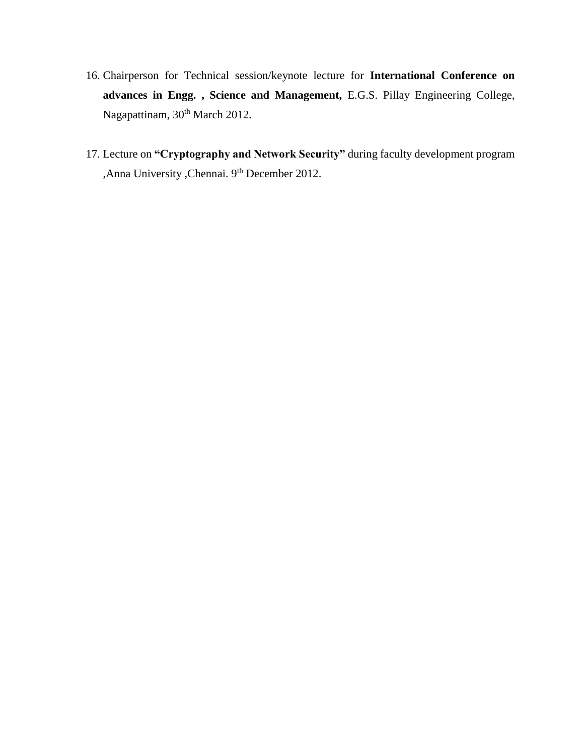16. Chairperson for Technical session/keynote lecture for **International Conference on advances in Engg. , Science and Management,** E.G.S. Pillay Engineering College, Nagapattinam, 30$^{th}$ March 2012.

17. Lecture on **"Cryptography and Network Security"** during faculty development program ,Anna University ,Chennai. 9$^{th}$ December 2012.